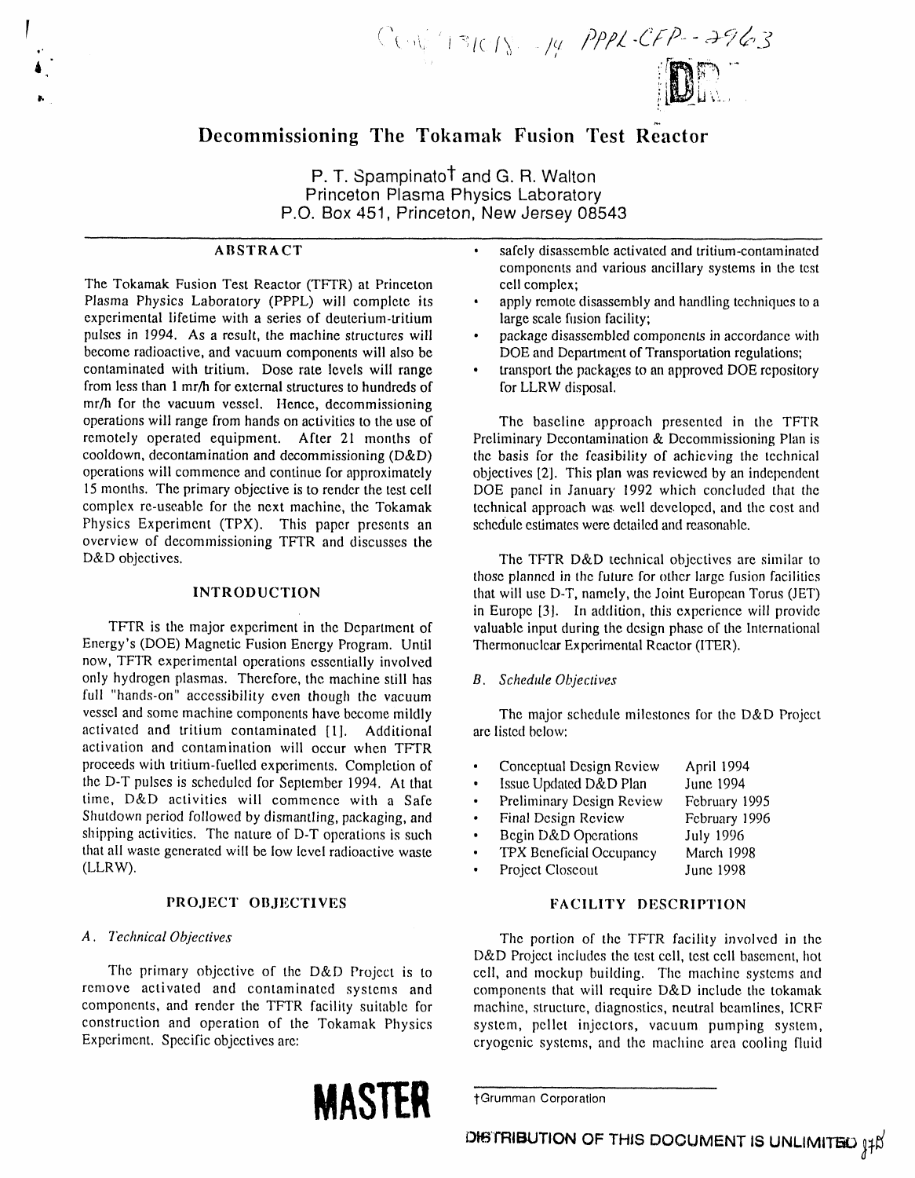# Decommissioning The Tokamak Fusion Test Reactor

P. T. Spampinato† and G. R. Walton
Princeton Plasma Physics Laboratory
P.O. Box 451, Princeton, New Jersey 08543

## ABSTRACT

The Tokamak Fusion Test Reactor (TFTR) at Princeton Plasma Physics Laboratory (PPPL) will complete its experimental lifetime with a series of deuterium-tritium pulses in 1994. As a result, the machine structures will become radioactive, and vacuum components will also be contaminated with tritium. Dose rate levels will range from less than 1 mr/h for external structures to hundreds of mr/h for the vacuum vessel. Hence, decommissioning operations will range from hands on activities to the use of remotely operated equipment. After 21 months of cooldown, decontamination and decommissioning (D&D) operations will commence and continue for approximately 15 months. The primary objective is to render the test cell complex re-useable for the next machine, the Tokamak Physics Experiment (TPX). This paper presents an overview of decommissioning TFTR and discusses the D&D objectives.

## INTRODUCTION

TFTR is the major experiment in the Department of Energy's (DOE) Magnetic Fusion Energy Program. Until now, TFTR experimental operations essentially involved only hydrogen plasmas. Therefore, the machine still has full "hands-on" accessibility even though the vacuum vessel and some machine components have become mildly activated and tritium contaminated [1]. Additional activation and contamination will occur when TFTR proceeds with tritium-fuelled experiments. Completion of the D-T pulses is scheduled for September 1994. At that time, D&D activities will commence with a Safe Shutdown period followed by dismantling, packaging, and shipping activities. The nature of D-T operations is such that all waste generated will be low level radioactive waste (LLRW).

## PROJECT OBJECTIVES

### *A. Technical Objectives*

The primary objective of the D&D Project is to remove activated and contaminated systems and components, and render the TFTR facility suitable for construction and operation of the Tokamak Physics Experiment. Specific objectives are:

- safely disassemble activated and tritium-contaminated components and various ancillary systems in the test cell complex;
- apply remote disassembly and handling techniques to a large scale fusion facility;
- package disassembled components in accordance with DOE and Department of Transportation regulations;
- transport the packages to an approved DOE repository for LLRW disposal.

The baseline approach presented in the TFTR Preliminary Decontamination & Decommissioning Plan is the basis for the feasibility of achieving the technical objectives [2]. This plan was reviewed by an independent DOE panel in January 1992 which concluded that the technical approach was well developed, and the cost and schedule estimates were detailed and reasonable.

The TFTR D&D technical objectives are similar to those planned in the future for other large fusion facilities that will use D-T, namely, the Joint European Torus (JET) in Europe [3]. In addition, this experience will provide valuable input during the design phase of the International Thermonuclear Experimental Reactor (ITER).

### *B. Schedule Objectives*

The major schedule milestones for the D&D Project are listed below:

| | |
|---|---|
| Conceptual Design Review | April 1994 |
| Issue Updated D&D Plan | June 1994 |
| Preliminary Design Review | February 1995 |
| Final Design Review | February 1996 |
| Begin D&D Operations | July 1996 |
| TPX Beneficial Occupancy | March 1998 |
| Project Closeout | June 1998 |

## FACILITY DESCRIPTION

The portion of the TFTR facility involved in the D&D Project includes the test cell, test cell basement, hot cell, and mockup building. The machine systems and components that will require D&D include the tokamak machine, structure, diagnostics, neutral beamlines, ICRF system, pellet injectors, vacuum pumping system, cryogenic systems, and the machine area cooling fluid

†Grumman Corporation

DISTRIBUTION OF THIS DOCUMENT IS UNLIMITED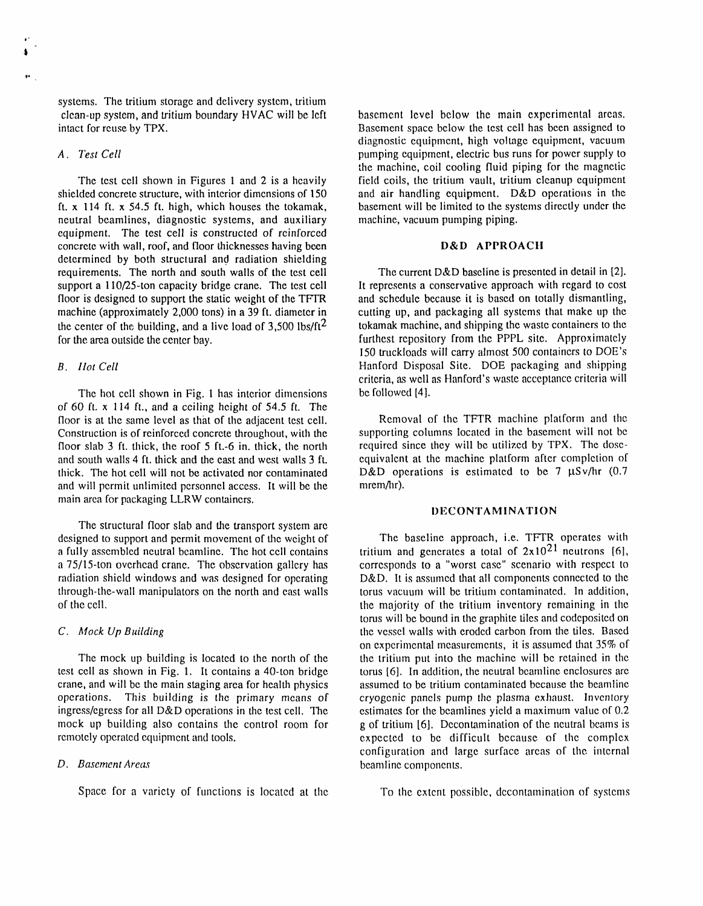systems. The tritium storage and delivery system, tritium clean-up system, and tritium boundary HVAC will be left intact for reuse by TPX.

### *A. Test Cell*

The test cell shown in Figures 1 and 2 is a heavily shielded concrete structure, with interior dimensions of 150 ft. x 114 ft. x 54.5 ft. high, which houses the tokamak, neutral beamlines, diagnostic systems, and auxiliary equipment. The test cell is constructed of reinforced concrete with wall, roof, and floor thicknesses having been determined by both structural and radiation shielding requirements. The north and south walls of the test cell support a 110/25-ton capacity bridge crane. The test cell floor is designed to support the static weight of the TFTR machine (approximately 2,000 tons) in a 39 ft. diameter in the center of the building, and a live load of 3,500 lbs/ft$^2$ for the area outside the center bay.

### *B. Hot Cell*

The hot cell shown in Fig. 1 has interior dimensions of 60 ft. x 114 ft., and a ceiling height of 54.5 ft. The floor is at the same level as that of the adjacent test cell. Construction is of reinforced concrete throughout, with the floor slab 3 ft. thick, the roof 5 ft.-6 in. thick, the north and south walls 4 ft. thick and the east and west walls 3 ft. thick. The hot cell will not be activated nor contaminated and will permit unlimited personnel access. It will be the main area for packaging LLRW containers.

The structural floor slab and the transport system are designed to support and permit movement of the weight of a fully assembled neutral beamline. The hot cell contains a 75/15-ton overhead crane. The observation gallery has radiation shield windows and was designed for operating through-the-wall manipulators on the north and east walls of the cell.

### *C. Mock Up Building*

The mock up building is located to the north of the test cell as shown in Fig. 1. It contains a 40-ton bridge crane, and will be the main staging area for health physics operations. This building is the primary means of ingress/egress for all D&D operations in the test cell. The mock up building also contains the control room for remotely operated equipment and tools.

### *D. Basement Areas*

Space for a variety of functions is located at the basement level below the main experimental areas. Basement space below the test cell has been assigned to diagnostic equipment, high voltage equipment, vacuum pumping equipment, electric bus runs for power supply to the machine, coil cooling fluid piping for the magnetic field coils, the tritium vault, tritium cleanup equipment and air handling equipment. D&D operations in the basement will be limited to the systems directly under the machine, vacuum pumping piping.

## D&D APPROACH

The current D&D baseline is presented in detail in [2]. It represents a conservative approach with regard to cost and schedule because it is based on totally dismantling, cutting up, and packaging all systems that make up the tokamak machine, and shipping the waste containers to the furthest repository from the PPPL site. Approximately 150 truckloads will carry almost 500 containers to DOE's Hanford Disposal Site. DOE packaging and shipping criteria, as well as Hanford's waste acceptance criteria will be followed [4].

Removal of the TFTR machine platform and the supporting columns located in the basement will not be required since they will be utilized by TPX. The dose-equivalent at the machine platform after completion of D&D operations is estimated to be 7 μSv/hr (0.7 mrem/hr).

## DECONTAMINATION

The baseline approach, i.e. TFTR operates with tritium and generates a total of $2 \times 10^{21}$ neutrons [6], corresponds to a "worst case" scenario with respect to D&D. It is assumed that all components connected to the torus vacuum will be tritium contaminated. In addition, the majority of the tritium inventory remaining in the torus will be bound in the graphite tiles and codeposited on the vessel walls with eroded carbon from the tiles. Based on experimental measurements, it is assumed that 35% of the tritium put into the machine will be retained in the torus [6]. In addition, the neutral beamline enclosures are assumed to be tritium contaminated because the beamline cryogenic panels pump the plasma exhaust. Inventory estimates for the beamlines yield a maximum value of 0.2 g of tritium [6]. Decontamination of the neutral beams is expected to be difficult because of the complex configuration and large surface areas of the internal beamline components.

To the extent possible, decontamination of systems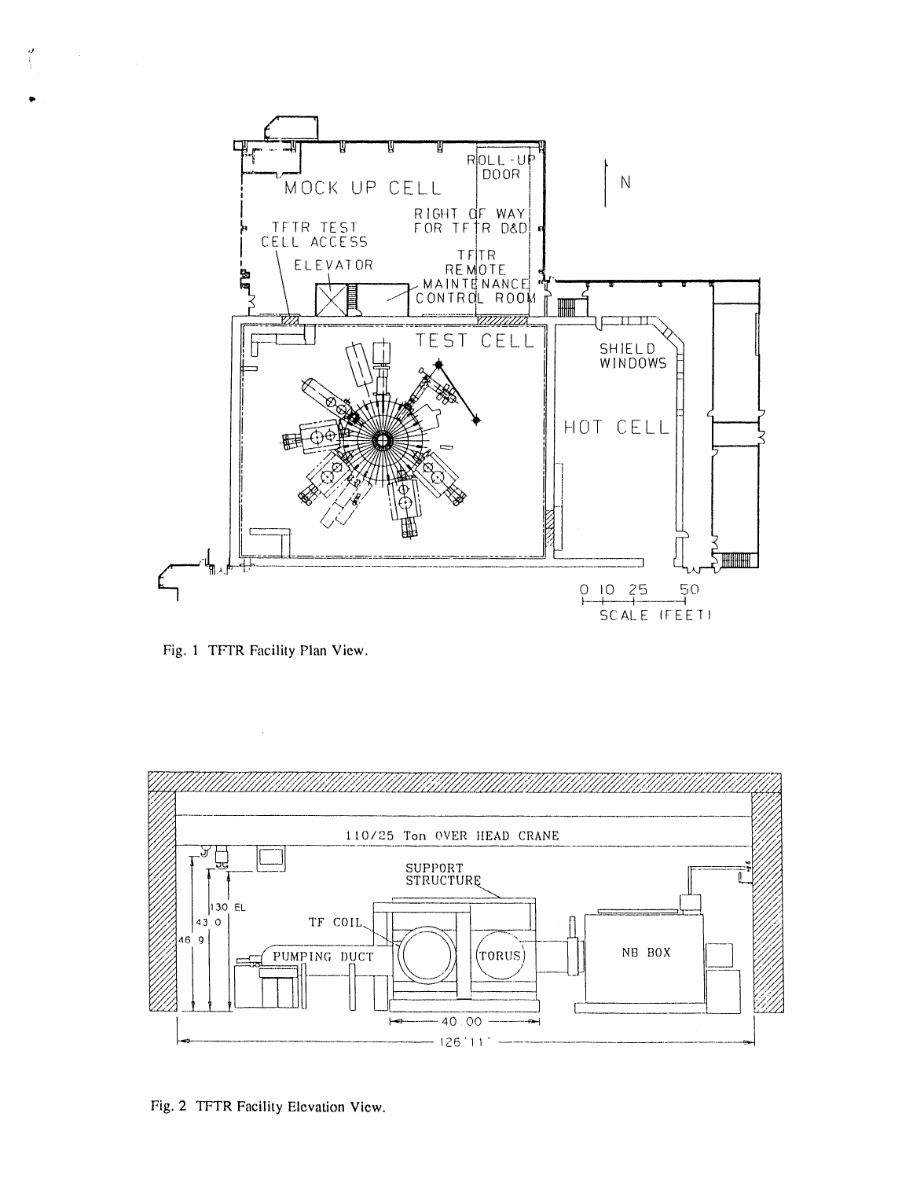Fig. 1 TFTR Facility Plan View.

Fig. 2 TFTR Facility Elevation View.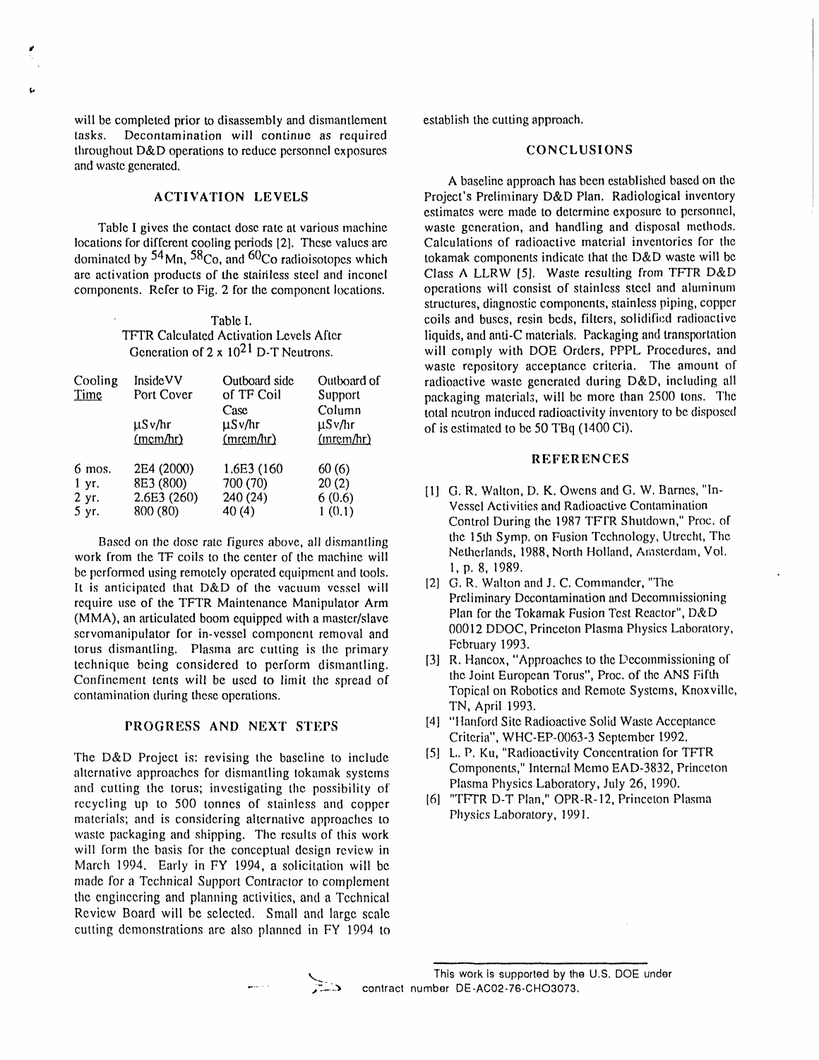will be completed prior to disassembly and dismantlement tasks. Decontamination will continue as required throughout D&D operations to reduce personnel exposures and waste generated.

## ACTIVATION LEVELS

Table I gives the contact dose rate at various machine locations for different cooling periods [2]. These values are dominated by $^{54}$Mn, $^{58}$Co, and $^{60}$Co radioisotopes which are activation products of the stainless steel and inconel components. Refer to Fig. 2 for the component locations.

Table I.
TFTR Calculated Activation Levels After Generation of $2 \times 10^{21}$ D-T Neutrons.

| Cooling Time | Inside VV Port Cover μSv/hr (mrem/hr) | Outboard side of TF Coil Case μSv/hr (mrem/hr) | Outboard of Support Column μSv/hr (mrem/hr) |
|---|---|---|---|
| 6 mos. | 2E4 (2000) | 1.6E3 (160 | 60 (6) |
| 1 yr. | 8E3 (800) | 700 (70) | 20 (2) |
| 2 yr. | 2.6E3 (260) | 240 (24) | 6 (0.6) |
| 5 yr. | 800 (80) | 40 (4) | 1 (0.1) |

Based on the dose rate figures above, all dismantling work from the TF coils to the center of the machine will be performed using remotely operated equipment and tools. It is anticipated that D&D of the vacuum vessel will require use of the TFTR Maintenance Manipulator Arm (MMA), an articulated boom equipped with a master/slave servomanipulator for in-vessel component removal and torus dismantling. Plasma arc cutting is the primary technique being considered to perform dismantling. Confinement tents will be used to limit the spread of contamination during these operations.

## PROGRESS AND NEXT STEPS

The D&D Project is: revising the baseline to include alternative approaches for dismantling tokamak systems and cutting the torus; investigating the possibility of recycling up to 500 tonnes of stainless and copper materials; and is considering alternative approaches to waste packaging and shipping. The results of this work will form the basis for the conceptual design review in March 1994. Early in FY 1994, a solicitation will be made for a Technical Support Contractor to complement the engineering and planning activities, and a Technical Review Board will be selected. Small and large scale cutting demonstrations are also planned in FY 1994 to establish the cutting approach.

## CONCLUSIONS

A baseline approach has been established based on the Project's Preliminary D&D Plan. Radiological inventory estimates were made to determine exposure to personnel, waste generation, and handling and disposal methods. Calculations of radioactive material inventories for the tokamak components indicate that the D&D waste will be Class A LLRW [5]. Waste resulting from TFTR D&D operations will consist of stainless steel and aluminum structures, diagnostic components, stainless piping, copper coils and buses, resin beds, filters, solidified radioactive liquids, and anti-C materials. Packaging and transportation will comply with DOE Orders, PPPL Procedures, and waste repository acceptance criteria. The amount of radioactive waste generated during D&D, including all packaging materials, will be more than 2500 tons. The total neutron induced radioactivity inventory to be disposed of is estimated to be 50 TBq (1400 Ci).

## REFERENCES

[1] G. R. Walton, D. K. Owens and G. W. Barnes, "In-Vessel Activities and Radioactive Contamination Control During the 1987 TFTR Shutdown," Proc. of the 15th Symp. on Fusion Technology, Utrecht, The Netherlands, 1988, North Holland, Amsterdam, Vol. 1, p. 8, 1989.

[2] G. R. Walton and J. C. Commander, "The Preliminary Decontamination and Decommissioning Plan for the Tokamak Fusion Test Reactor", D&D 00012 DDOC, Princeton Plasma Physics Laboratory, February 1993.

[3] R. Hancox, "Approaches to the Decommissioning of the Joint European Torus", Proc. of the ANS Fifth Topical on Robotics and Remote Systems, Knoxville, TN, April 1993.

[4] "Hanford Site Radioactive Solid Waste Acceptance Criteria", WHC-EP-0063-3 September 1992.

[5] L. P. Ku, "Radioactivity Concentration for TFTR Components," Internal Memo EAD-3832, Princeton Plasma Physics Laboratory, July 26, 1990.

[6] "TFTR D-T Plan," OPR-R-12, Princeton Plasma Physics Laboratory, 1991.

This work is supported by the U.S. DOE under contract number DE-AC02-76-CHO3073.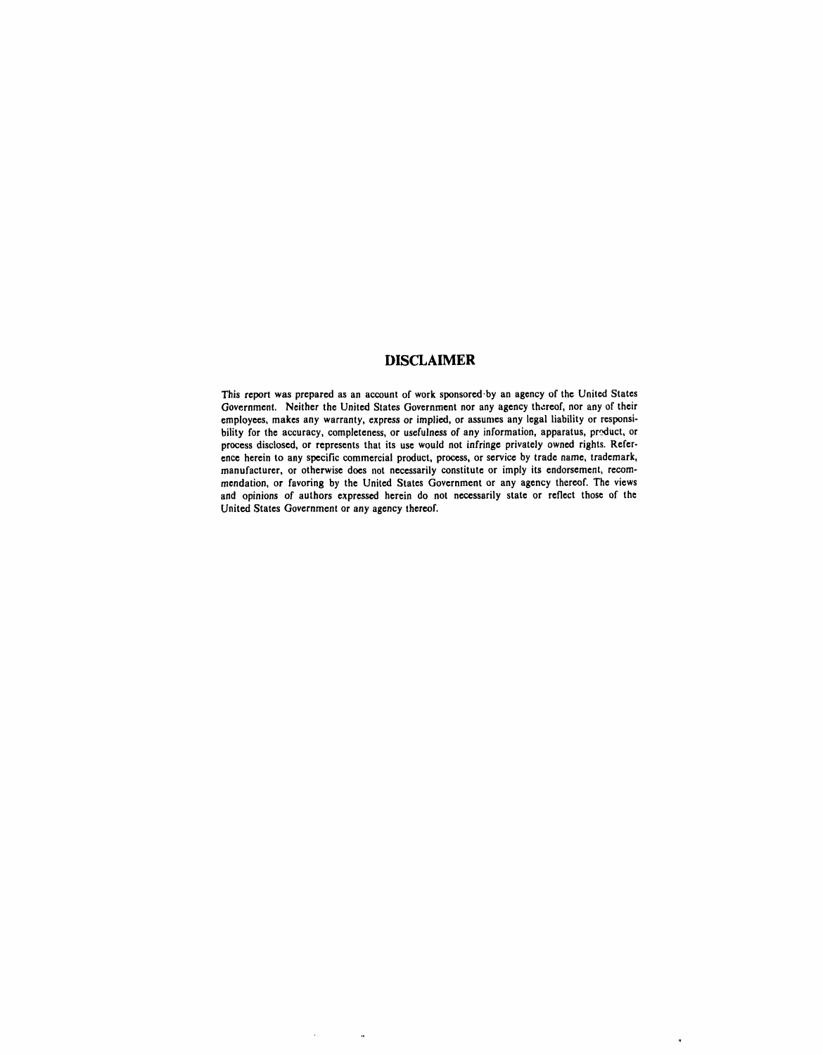# DISCLAIMER

This report was prepared as an account of work sponsored by an agency of the United States Government. Neither the United States Government nor any agency thereof, nor any of their employees, makes any warranty, express or implied, or assumes any legal liability or responsibility for the accuracy, completeness, or usefulness of any information, apparatus, product, or process disclosed, or represents that its use would not infringe privately owned rights. Reference herein to any specific commercial product, process, or service by trade name, trademark, manufacturer, or otherwise does not necessarily constitute or imply its endorsement, recommendation, or favoring by the United States Government or any agency thereof. The views and opinions of authors expressed herein do not necessarily state or reflect those of the United States Government or any agency thereof.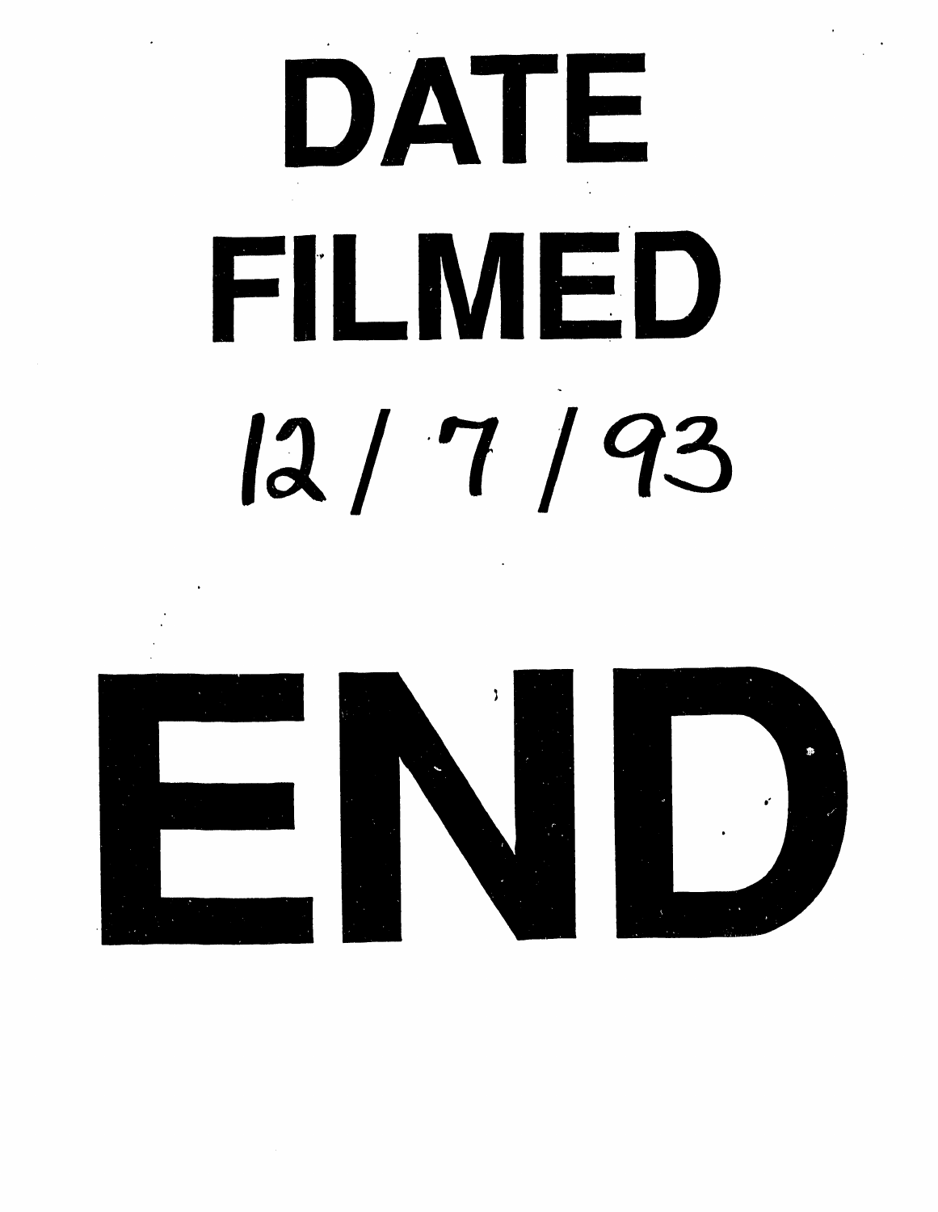# DATE FILMED

12 / 7 / 93

# END